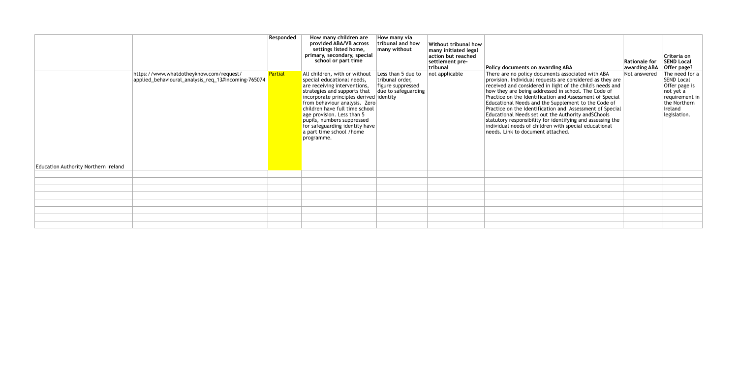| | | Responded | How many children are provided ABA/VB across settings listed home, primary, secondary, special school or part time | How many via tribunal and how many without | Without tribunal how many initiated legal action but reached settlement pre-tribunal | Policy documents on awarding ABA | Rationale for awarding ABA | Criteria on SEND Local Offer page? |
|---|---|---|---|---|---|---|---|---|
| Education Authority Northern Ireland | https://www.whatdotheyknow.com/request/applied_behavioural_analysis_req_13#incoming-765074 | Partial | All children, with or without special educational needs, are receiving interventions, strategies and supports that incorporate principles derived from behaviour analysis. Zero children have full time school age provision. Less than 5 pupils, numbers suppressed for safeguarding identity have a part time school /home programme. | Less than 5 due to tribunal order, figure suppressed due to safeguarding identity | not applicable | There are no policy documents associated with ABA provision. Individual requests are considered as they are received and considered in light of the child's needs and how they are being addressed in school. The Code of Practice on the Identification and Assessment of Special Educational Needs and the Supplement to the Code of Practice on the Identification and Assessment of Special Educational Needs set out the Authority andSChools statutory responsibility for identifying and assessing the individual needs of children with special educational needs. Link to document attached. | Not answered | The need for a SEND Local Offer page is not yet a requirement in the Northern Ireland legislation. |
| | | | | | | | | |
| | | | | | | | | |
| | | | | | | | | |
| | | | | | | | | |
| | | | | | | | | |
| | | | | | | | | |
| | | | | | | | | |
| | | | | | | | | |